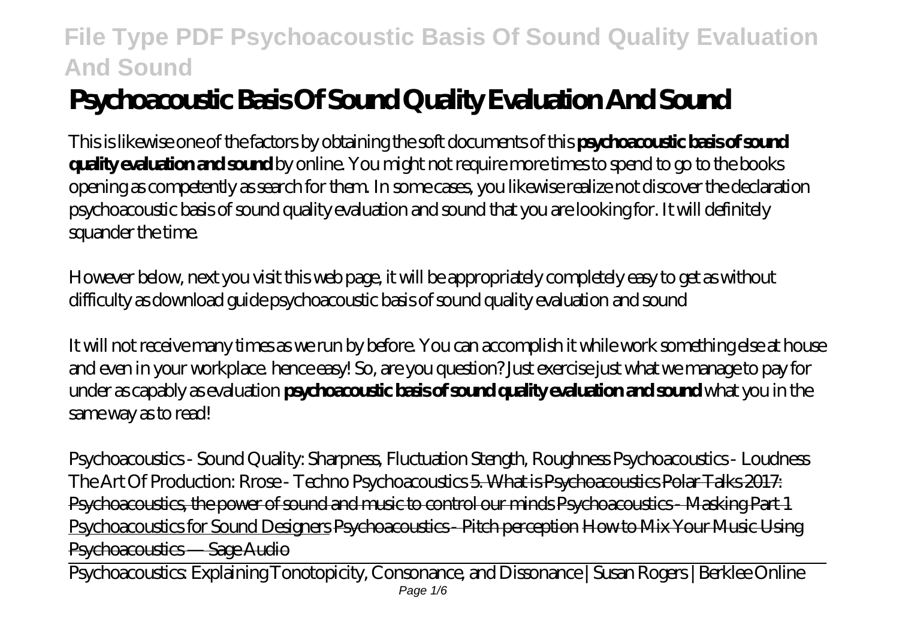# Psychoacoustic Basis Of Sound Quality Evaluation And Sound

This is likewise one of the factors by obtaining the soft documents of this **psychoacoustic basis of sound quality evaluation and sound** by online. You might not require more times to spend to go to the books opening as competently as search for them. In some cases, you likewise realize not discover the declaration psychoacoustic basis of sound quality evaluation and sound that you are looking for. It will definitely squander the time.

However below, next you visit this web page, it will be appropriately completely easy to get as without difficulty as download guide psychoacoustic basis of sound quality evaluation and sound

It will not receive many times as we run by before. You can accomplish it while work something else at house and even in your workplace. hence easy! So, are you question? Just exercise just what we manage to pay for under as capably as evaluation **psychoacoustic basis of sound quality evaluation and sound** what you in the same way as to read!

*Psychoacoustics - Sound Quality: Sharpness, Fluctuation Stength, Roughness Psychoacoustics - Loudness The Art Of Production: Rrose - Techno Psychoacoustics* 5. What is Psychoacoustics Polar Talks 2017: Psychoacoustics, the power of sound and music to control our minds Psychoacoustics - Masking Part 1 Psychoacoustics for Sound Designers Psychoacoustics - Pitch perception How to Mix Your Music Using Psychoacoustics — Sage Audio

Psychoacoustics: Explaining Tonotopicity, Consonance, and Dissonance | Susan Rogers | Berklee Online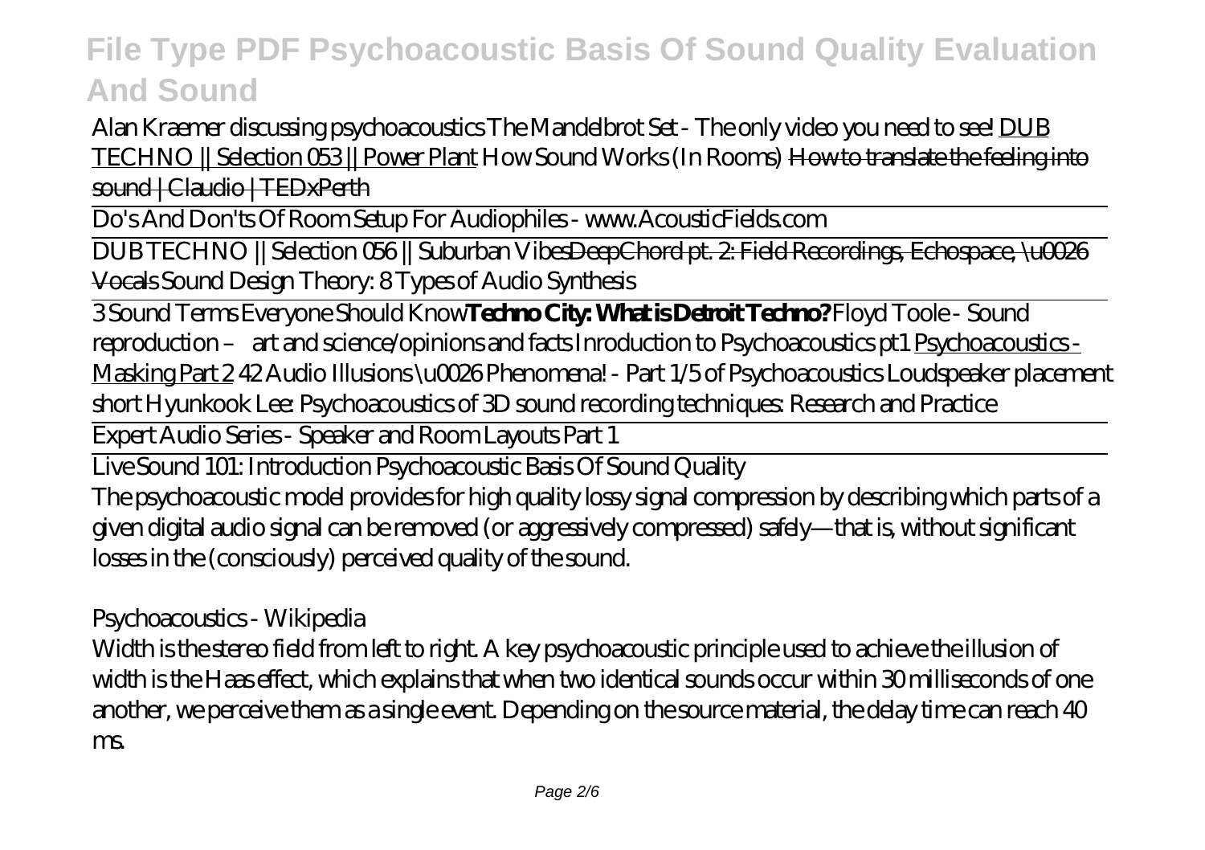*Alan Kraemer discussing psychoacoustics* *The Mandelbrot Set - The only video you need to see!* DUB TECHNO || Selection 053 || Power Plant *How Sound Works (In Rooms)* ~~How to translate the feeling into sound | Claudio | TEDxPerth~~

Do's And Don'ts Of Room Setup For Audiophiles - www.AcousticFields.com

DUB TECHNO || Selection 056 || Suburban Vibes~~DeepChord pt. 2: Field Recordings, Echospace, \u0026 Vocals~~ *Sound Design Theory: 8 Types of Audio Synthesis*

3 Sound Terms Everyone Should Know**Techno City: What is Detroit Techno?** *Floyd Toole - Sound reproduction – art and science/opinions and facts* *Inroduction to Psychoacoustics pt1* Psychoacoustics - Masking Part 2 *42 Audio Illusions \u0026 Phenomena! - Part 1/5 of Psychoacoustics* *Loudspeaker placement short* *Hyunkook Lee: Psychoacoustics of 3D sound recording techniques: Research and Practice*

Expert Audio Series - Speaker and Room Layouts Part 1

Live Sound 101: Introduction Psychoacoustic Basis Of Sound Quality

The psychoacoustic model provides for high quality lossy signal compression by describing which parts of a given digital audio signal can be removed (or aggressively compressed) safely—that is, without significant losses in the (consciously) perceived quality of the sound.

*Psychoacoustics - Wikipedia*

Width is the stereo field from left to right. A key psychoacoustic principle used to achieve the illusion of width is the Haas effect, which explains that when two identical sounds occur within 30 milliseconds of one another, we perceive them as a single event. Depending on the source material, the delay time can reach 40 ms.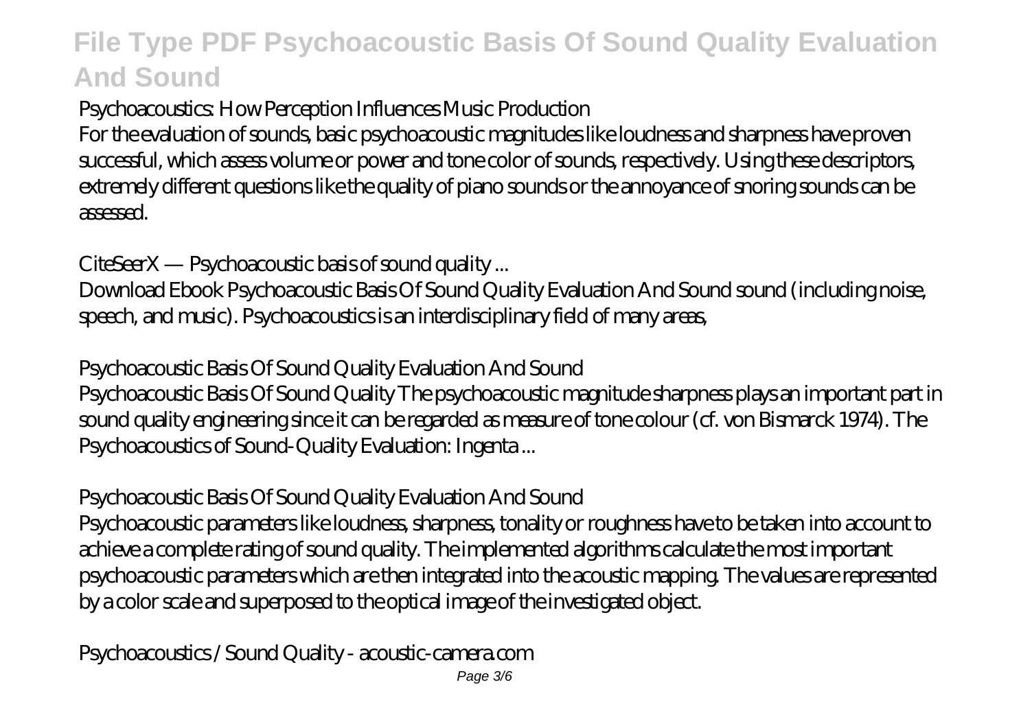### Psychoacoustics: How Perception Influences Music Production

For the evaluation of sounds, basic psychoacoustic magnitudes like loudness and sharpness have proven successful, which assess volume or power and tone color of sounds, respectively. Using these descriptors, extremely different questions like the quality of piano sounds or the annoyance of snoring sounds can be assessed.

### CiteSeerX — Psychoacoustic basis of sound quality ...

Download Ebook Psychoacoustic Basis Of Sound Quality Evaluation And Sound sound (including noise, speech, and music). Psychoacoustics is an interdisciplinary field of many areas,

### Psychoacoustic Basis Of Sound Quality Evaluation And Sound

Psychoacoustic Basis Of Sound Quality The psychoacoustic magnitude sharpness plays an important part in sound quality engineering since it can be regarded as measure of tone colour (cf. von Bismarck 1974). The Psychoacoustics of Sound-Quality Evaluation: Ingenta ...

### Psychoacoustic Basis Of Sound Quality Evaluation And Sound

Psychoacoustic parameters like loudness, sharpness, tonality or roughness have to be taken into account to achieve a complete rating of sound quality. The implemented algorithms calculate the most important psychoacoustic parameters which are then integrated into the acoustic mapping. The values are represented by a color scale and superposed to the optical image of the investigated object.

### Psychoacoustics / Sound Quality - acoustic-camera.com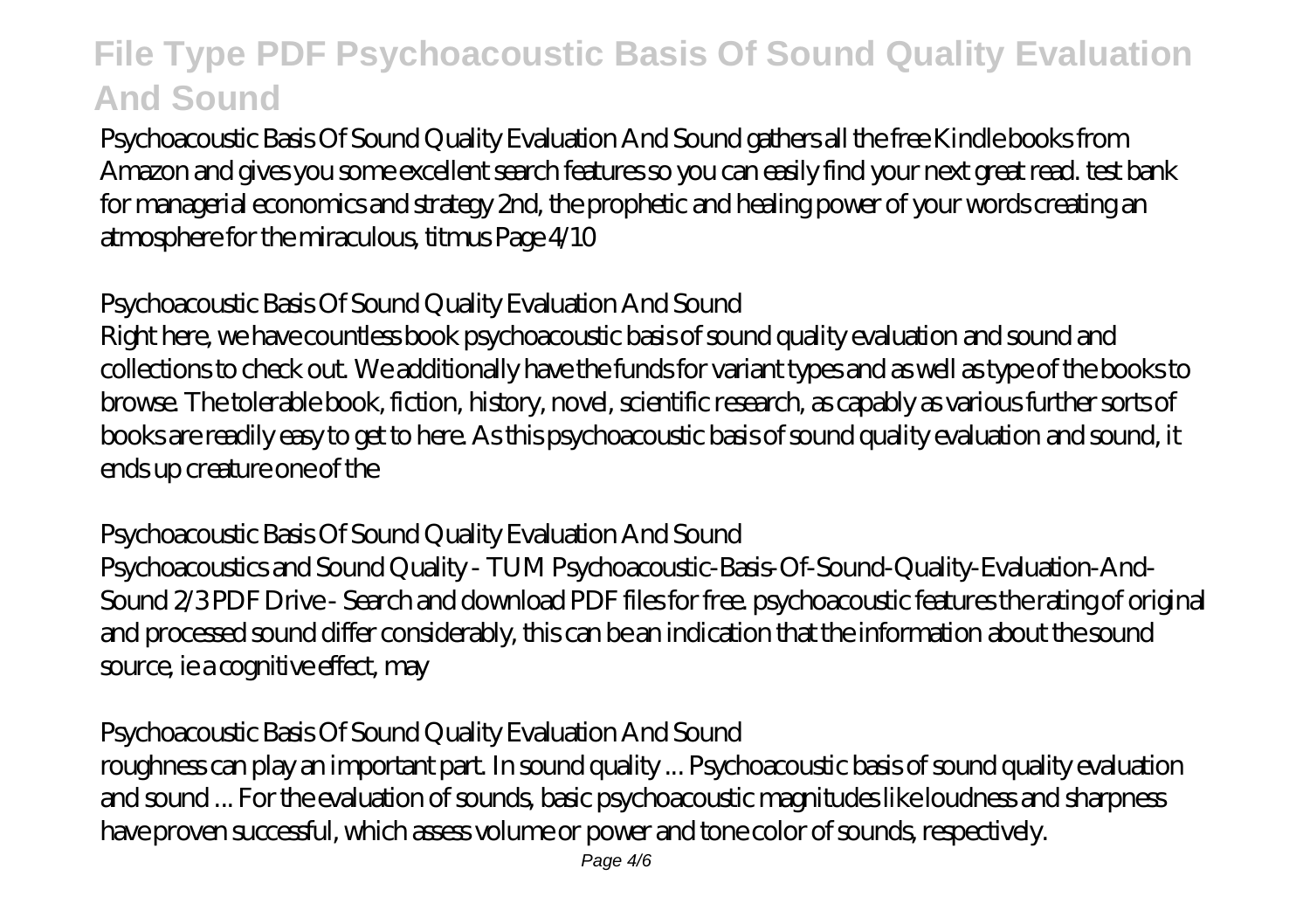Psychoacoustic Basis Of Sound Quality Evaluation And Sound gathers all the free Kindle books from Amazon and gives you some excellent search features so you can easily find your next great read. test bank for managerial economics and strategy 2nd, the prophetic and healing power of your words creating an atmosphere for the miraculous, titmus Page 4/10

## Psychoacoustic Basis Of Sound Quality Evaluation And Sound

Right here, we have countless book psychoacoustic basis of sound quality evaluation and sound and collections to check out. We additionally have the funds for variant types and as well as type of the books to browse. The tolerable book, fiction, history, novel, scientific research, as capably as various further sorts of books are readily easy to get to here. As this psychoacoustic basis of sound quality evaluation and sound, it ends up creature one of the

## Psychoacoustic Basis Of Sound Quality Evaluation And Sound

Psychoacoustics and Sound Quality - TUM Psychoacoustic-Basis-Of-Sound-Quality-Evaluation-And-Sound 2/3 PDF Drive - Search and download PDF files for free. psychoacoustic features the rating of original and processed sound differ considerably, this can be an indication that the information about the sound source, ie a cognitive effect, may

## Psychoacoustic Basis Of Sound Quality Evaluation And Sound

roughness can play an important part. In sound quality ... Psychoacoustic basis of sound quality evaluation and sound ... For the evaluation of sounds, basic psychoacoustic magnitudes like loudness and sharpness have proven successful, which assess volume or power and tone color of sounds, respectively.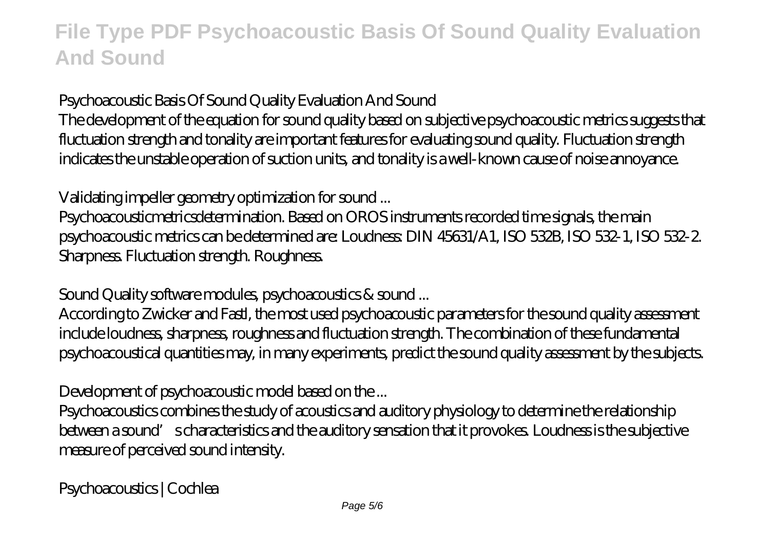## Psychoacoustic Basis Of Sound Quality Evaluation And Sound

The development of the equation for sound quality based on subjective psychoacoustic metrics suggests that fluctuation strength and tonality are important features for evaluating sound quality. Fluctuation strength indicates the unstable operation of suction units, and tonality is a well-known cause of noise annoyance.

## Validating impeller geometry optimization for sound ...

Psychoacousticmetricsdetermination. Based on OROS instruments recorded time signals, the main psychoacoustic metrics can be determined are: Loudness: DIN 45631/A1, ISO 532B, ISO 532-1, ISO 532-2. Sharpness. Fluctuation strength. Roughness.

## Sound Quality software modules, psychoacoustics & sound ...

According to Zwicker and Fastl, the most used psychoacoustic parameters for the sound quality assessment include loudness, sharpness, roughness and fluctuation strength. The combination of these fundamental psychoacoustical quantities may, in many experiments, predict the sound quality assessment by the subjects.

## Development of psychoacoustic model based on the ...

Psychoacoustics combines the study of acoustics and auditory physiology to determine the relationship between a sound's characteristics and the auditory sensation that it provokes. Loudness is the subjective measure of perceived sound intensity.

## Psychoacoustics | Cochlea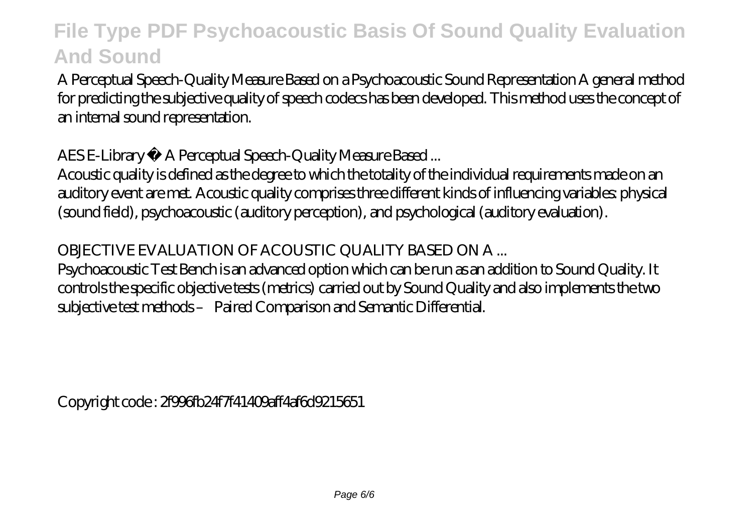A Perceptual Speech-Quality Measure Based on a Psychoacoustic Sound Representation A general method for predicting the subjective quality of speech codecs has been developed. This method uses the concept of an internal sound representation.

AES E-Library » A Perceptual Speech-Quality Measure Based ...

Acoustic quality is defined as the degree to which the totality of the individual requirements made on an auditory event are met. Acoustic quality comprises three different kinds of influencing variables: physical (sound field), psychoacoustic (auditory perception), and psychological (auditory evaluation).

OBJECTIVE EVALUATION OF ACOUSTIC QUALITY BASED ON A ...

Psychoacoustic Test Bench is an advanced option which can be run as an addition to Sound Quality. It controls the specific objective tests (metrics) carried out by Sound Quality and also implements the two subjective test methods – Paired Comparison and Semantic Differential.

Copyright code : 2f996fb24f7f41409aff4af6d9215651